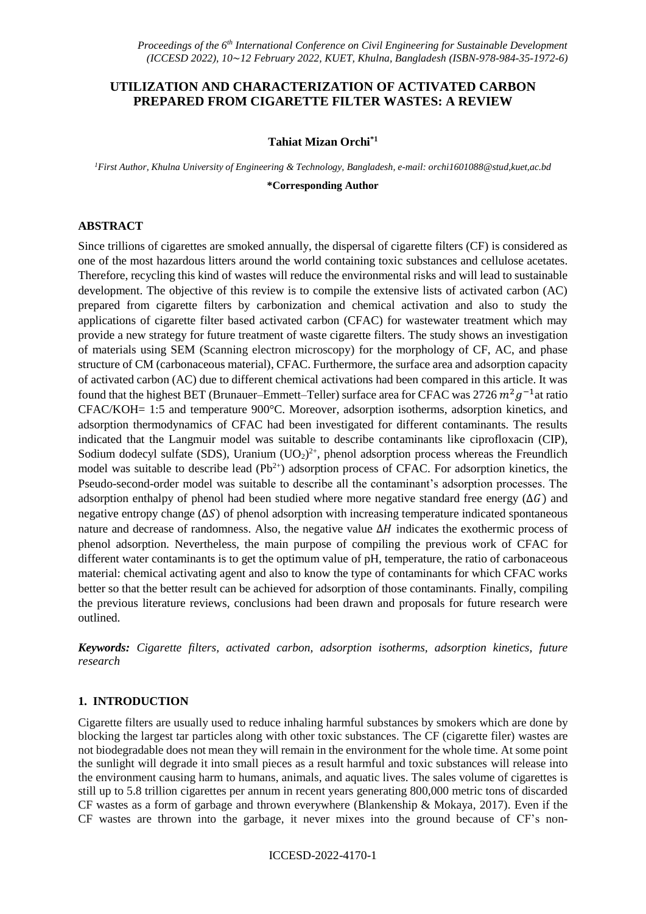# UTILIZATION AND CHARACTERIZATION OF ACTIVATED CARBON PREPARED FROM CIGARETTE FILTER WASTES: A REVIEW

**Tahiat Mizan Orchi**[*1]

*[1]First Author, Khulna University of Engineering & Technology, Bangladesh, e-mail: orchi1601088@stud,kuet,ac.bd*

**\*Corresponding Author**

## ABSTRACT

Since trillions of cigarettes are smoked annually, the dispersal of cigarette filters (CF) is considered as one of the most hazardous litters around the world containing toxic substances and cellulose acetates. Therefore, recycling this kind of wastes will reduce the environmental risks and will lead to sustainable development. The objective of this review is to compile the extensive lists of activated carbon (AC) prepared from cigarette filters by carbonization and chemical activation and also to study the applications of cigarette filter based activated carbon (CFAC) for wastewater treatment which may provide a new strategy for future treatment of waste cigarette filters. The study shows an investigation of materials using SEM (Scanning electron microscopy) for the morphology of CF, AC, and phase structure of CM (carbonaceous material), CFAC. Furthermore, the surface area and adsorption capacity of activated carbon (AC) due to different chemical activations had been compared in this article. It was found that the highest BET (Brunauer–Emmett–Teller) surface area for CFAC was 2726 $m^2g^{-1}$ at ratio CFAC/KOH= 1:5 and temperature 900°C. Moreover, adsorption isotherms, adsorption kinetics, and adsorption thermodynamics of CFAC had been investigated for different contaminants. The results indicated that the Langmuir model was suitable to describe contaminants like ciprofloxacin (CIP), Sodium dodecyl sulfate (SDS), Uranium $(UO_2)^{2+}$, phenol adsorption process whereas the Freundlich model was suitable to describe lead $(Pb^{2+})$ adsorption process of CFAC. For adsorption kinetics, the Pseudo-second-order model was suitable to describe all the contaminant's adsorption processes. The adsorption enthalpy of phenol had been studied where more negative standard free energy $(\Delta G)$ and negative entropy change $(\Delta S)$ of phenol adsorption with increasing temperature indicated spontaneous nature and decrease of randomness. Also, the negative value $\Delta H$ indicates the exothermic process of phenol adsorption. Nevertheless, the main purpose of compiling the previous work of CFAC for different water contaminants is to get the optimum value of pH, temperature, the ratio of carbonaceous material: chemical activating agent and also to know the type of contaminants for which CFAC works better so that the better result can be achieved for adsorption of those contaminants. Finally, compiling the previous literature reviews, conclusions had been drawn and proposals for future research were outlined.

***Keywords:** Cigarette filters, activated carbon, adsorption isotherms, adsorption kinetics, future research*

## 1. INTRODUCTION

Cigarette filters are usually used to reduce inhaling harmful substances by smokers which are done by blocking the largest tar particles along with other toxic substances. The CF (cigarette filer) wastes are not biodegradable does not mean they will remain in the environment for the whole time. At some point the sunlight will degrade it into small pieces as a result harmful and toxic substances will release into the environment causing harm to humans, animals, and aquatic lives. The sales volume of cigarettes is still up to 5.8 trillion cigarettes per annum in recent years generating 800,000 metric tons of discarded CF wastes as a form of garbage and thrown everywhere (Blankenship & Mokaya, 2017). Even if the CF wastes are thrown into the garbage, it never mixes into the ground because of CF's non-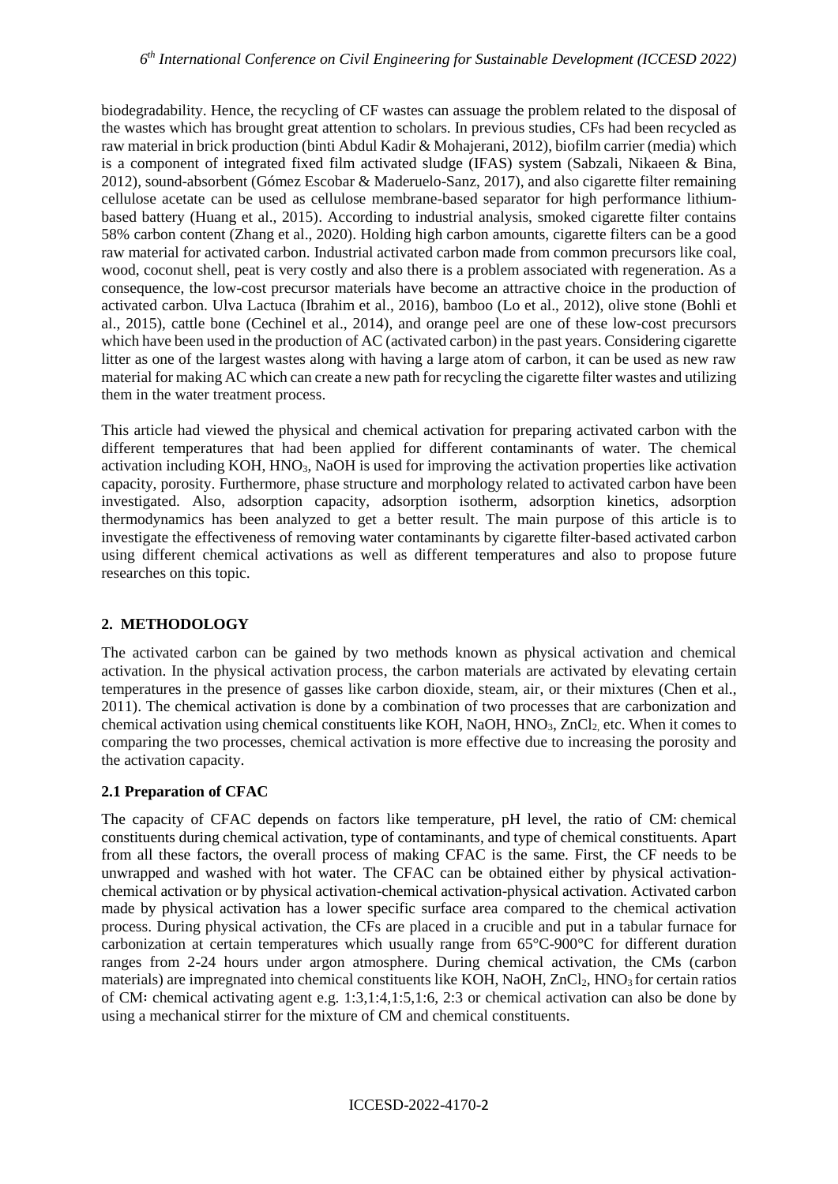biodegradability. Hence, the recycling of CF wastes can assuage the problem related to the disposal of the wastes which has brought great attention to scholars. In previous studies, CFs had been recycled as raw material in brick production (binti Abdul Kadir & Mohajerani, 2012), biofilm carrier (media) which is a component of integrated fixed film activated sludge (IFAS) system (Sabzali, Nikaeen & Bina, 2012), sound-absorbent (Gómez Escobar & Maderuelo-Sanz, 2017), and also cigarette filter remaining cellulose acetate can be used as cellulose membrane-based separator for high performance lithium-based battery (Huang et al., 2015). According to industrial analysis, smoked cigarette filter contains 58% carbon content (Zhang et al., 2020). Holding high carbon amounts, cigarette filters can be a good raw material for activated carbon. Industrial activated carbon made from common precursors like coal, wood, coconut shell, peat is very costly and also there is a problem associated with regeneration. As a consequence, the low-cost precursor materials have become an attractive choice in the production of activated carbon. Ulva Lactuca (Ibrahim et al., 2016), bamboo (Lo et al., 2012), olive stone (Bohli et al., 2015), cattle bone (Cechinel et al., 2014), and orange peel are one of these low-cost precursors which have been used in the production of AC (activated carbon) in the past years. Considering cigarette litter as one of the largest wastes along with having a large atom of carbon, it can be used as new raw material for making AC which can create a new path for recycling the cigarette filter wastes and utilizing them in the water treatment process.

This article had viewed the physical and chemical activation for preparing activated carbon with the different temperatures that had been applied for different contaminants of water. The chemical activation including KOH, $HNO_3$, NaOH is used for improving the activation properties like activation capacity, porosity. Furthermore, phase structure and morphology related to activated carbon have been investigated. Also, adsorption capacity, adsorption isotherm, adsorption kinetics, adsorption thermodynamics has been analyzed to get a better result. The main purpose of this article is to investigate the effectiveness of removing water contaminants by cigarette filter-based activated carbon using different chemical activations as well as different temperatures and also to propose future researches on this topic.

## 2. METHODOLOGY

The activated carbon can be gained by two methods known as physical activation and chemical activation. In the physical activation process, the carbon materials are activated by elevating certain temperatures in the presence of gasses like carbon dioxide, steam, air, or their mixtures (Chen et al., 2011). The chemical activation is done by a combination of two processes that are carbonization and chemical activation using chemical constituents like KOH, NaOH, $HNO_3$, $ZnCl_2$, etc. When it comes to comparing the two processes, chemical activation is more effective due to increasing the porosity and the activation capacity.

### 2.1 Preparation of CFAC

The capacity of CFAC depends on factors like temperature, pH level, the ratio of CM: chemical constituents during chemical activation, type of contaminants, and type of chemical constituents. Apart from all these factors, the overall process of making CFAC is the same. First, the CF needs to be unwrapped and washed with hot water. The CFAC can be obtained either by physical activation-chemical activation or by physical activation-chemical activation-physical activation. Activated carbon made by physical activation has a lower specific surface area compared to the chemical activation process. During physical activation, the CFs are placed in a crucible and put in a tabular furnace for carbonization at certain temperatures which usually range from 65°C-900°C for different duration ranges from 2-24 hours under argon atmosphere. During chemical activation, the CMs (carbon materials) are impregnated into chemical constituents like KOH, NaOH, $ZnCl_2$, $HNO_3$ for certain ratios of CM∶ chemical activating agent e.g. 1:3,1:4,1:5,1:6, 2:3 or chemical activation can also be done by using a mechanical stirrer for the mixture of CM and chemical constituents.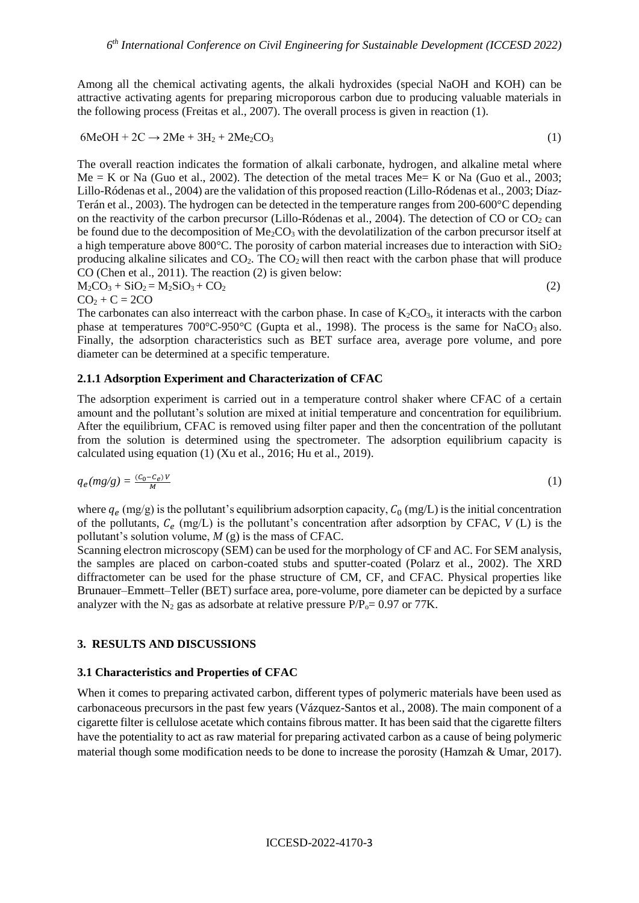Among all the chemical activating agents, the alkali hydroxides (special NaOH and KOH) can be attractive activating agents for preparing microporous carbon due to producing valuable materials in the following process (Freitas et al., 2007). The overall process is given in reaction (1).

$$6MeOH + 2C \rightarrow 2Me + 3H_2 + 2Me_2CO_3 \quad (1)$$

The overall reaction indicates the formation of alkali carbonate, hydrogen, and alkaline metal where Me = K or Na (Guo et al., 2002). The detection of the metal traces Me= K or Na (Guo et al., 2003; Lillo-Ródenas et al., 2004) are the validation of this proposed reaction (Lillo-Ródenas et al., 2003; Díaz-Terán et al., 2003). The hydrogen can be detected in the temperature ranges from 200-600°C depending on the reactivity of the carbon precursor (Lillo-Ródenas et al., 2004). The detection of CO or $CO_2$ can be found due to the decomposition of $Me_2CO_3$ with the devolatilization of the carbon precursor itself at a high temperature above 800°C. The porosity of carbon material increases due to interaction with $SiO_2$ producing alkaline silicates and $CO_2$. The $CO_2$ will then react with the carbon phase that will produce CO (Chen et al., 2011). The reaction (2) is given below:

$$M_2CO_3 + SiO_2 = M_2SiO_3 + CO_2 \quad (2)$$

$$CO_2 + C = 2CO$$

The carbonates can also interreact with the carbon phase. In case of $K_2CO_3$, it interacts with the carbon phase at temperatures 700°C-950°C (Gupta et al., 1998). The process is the same for $NaCO_3$ also. Finally, the adsorption characteristics such as BET surface area, average pore volume, and pore diameter can be determined at a specific temperature.

### 2.1.1 Adsorption Experiment and Characterization of CFAC

The adsorption experiment is carried out in a temperature control shaker where CFAC of a certain amount and the pollutant's solution are mixed at initial temperature and concentration for equilibrium. After the equilibrium, CFAC is removed using filter paper and then the concentration of the pollutant from the solution is determined using the spectrometer. The adsorption equilibrium capacity is calculated using equation (1) (Xu et al., 2016; Hu et al., 2019).

$$q_e(mg/g) = \frac{(C_0 - C_e)\,V}{M} \quad (1)$$

where $q_e$ (mg/g) is the pollutant's equilibrium adsorption capacity, $C_0$ (mg/L) is the initial concentration of the pollutants, $C_e$ (mg/L) is the pollutant's concentration after adsorption by CFAC, $V$ (L) is the pollutant's solution volume, $M$ (g) is the mass of CFAC.

Scanning electron microscopy (SEM) can be used for the morphology of CF and AC. For SEM analysis, the samples are placed on carbon-coated stubs and sputter-coated (Polarz et al., 2002). The XRD diffractometer can be used for the phase structure of CM, CF, and CFAC. Physical properties like Brunauer–Emmett–Teller (BET) surface area, pore-volume, pore diameter can be depicted by a surface analyzer with the $N_2$ gas as adsorbate at relative pressure $P/P_o = 0.97$ or 77K.

## 3. RESULTS AND DISCUSSIONS

### 3.1 Characteristics and Properties of CFAC

When it comes to preparing activated carbon, different types of polymeric materials have been used as carbonaceous precursors in the past few years (Vázquez-Santos et al., 2008). The main component of a cigarette filter is cellulose acetate which contains fibrous matter. It has been said that the cigarette filters have the potentiality to act as raw material for preparing activated carbon as a cause of being polymeric material though some modification needs to be done to increase the porosity (Hamzah & Umar, 2017).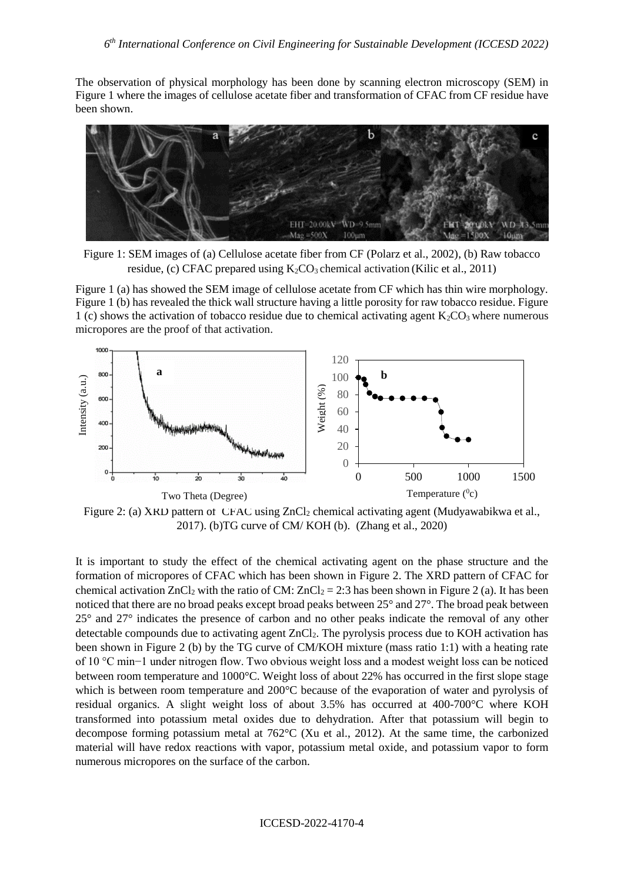The observation of physical morphology has been done by scanning electron microscopy (SEM) in Figure 1 where the images of cellulose acetate fiber and transformation of CFAC from CF residue have been shown.

Figure 1: SEM images of (a) Cellulose acetate fiber from CF (Polarz et al., 2002), (b) Raw tobacco residue, (c) CFAC prepared using $K_2CO_3$ chemical activation (Kilic et al., 2011)

Figure 1 (a) has showed the SEM image of cellulose acetate from CF which has thin wire morphology. Figure 1 (b) has revealed the thick wall structure having a little porosity for raw tobacco residue. Figure 1 (c) shows the activation of tobacco residue due to chemical activating agent $K_2CO_3$ where numerous micropores are the proof of that activation.

Figure 2: (a) XRD pattern of CFAC using $ZnCl_2$ chemical activating agent (Mudyawabikwa et al., 2017). (b)TG curve of CM/ KOH (b). (Zhang et al., 2020)

It is important to study the effect of the chemical activating agent on the phase structure and the formation of micropores of CFAC which has been shown in Figure 2. The XRD pattern of CFAC for chemical activation $ZnCl_2$ with the ratio of CM: $ZnCl_2$ = 2:3 has been shown in Figure 2 (a). It has been noticed that there are no broad peaks except broad peaks between 25° and 27°. The broad peak between 25° and 27° indicates the presence of carbon and no other peaks indicate the removal of any other detectable compounds due to activating agent $ZnCl_2$. The pyrolysis process due to KOH activation has been shown in Figure 2 (b) by the TG curve of CM/KOH mixture (mass ratio 1:1) with a heating rate of 10 °C min−1 under nitrogen flow. Two obvious weight loss and a modest weight loss can be noticed between room temperature and 1000°C. Weight loss of about 22% has occurred in the first slope stage which is between room temperature and 200°C because of the evaporation of water and pyrolysis of residual organics. A slight weight loss of about 3.5% has occurred at 400-700°C where KOH transformed into potassium metal oxides due to dehydration. After that potassium will begin to decompose forming potassium metal at 762°C (Xu et al., 2012). At the same time, the carbonized material will have redox reactions with vapor, potassium metal oxide, and potassium vapor to form numerous micropores on the surface of the carbon.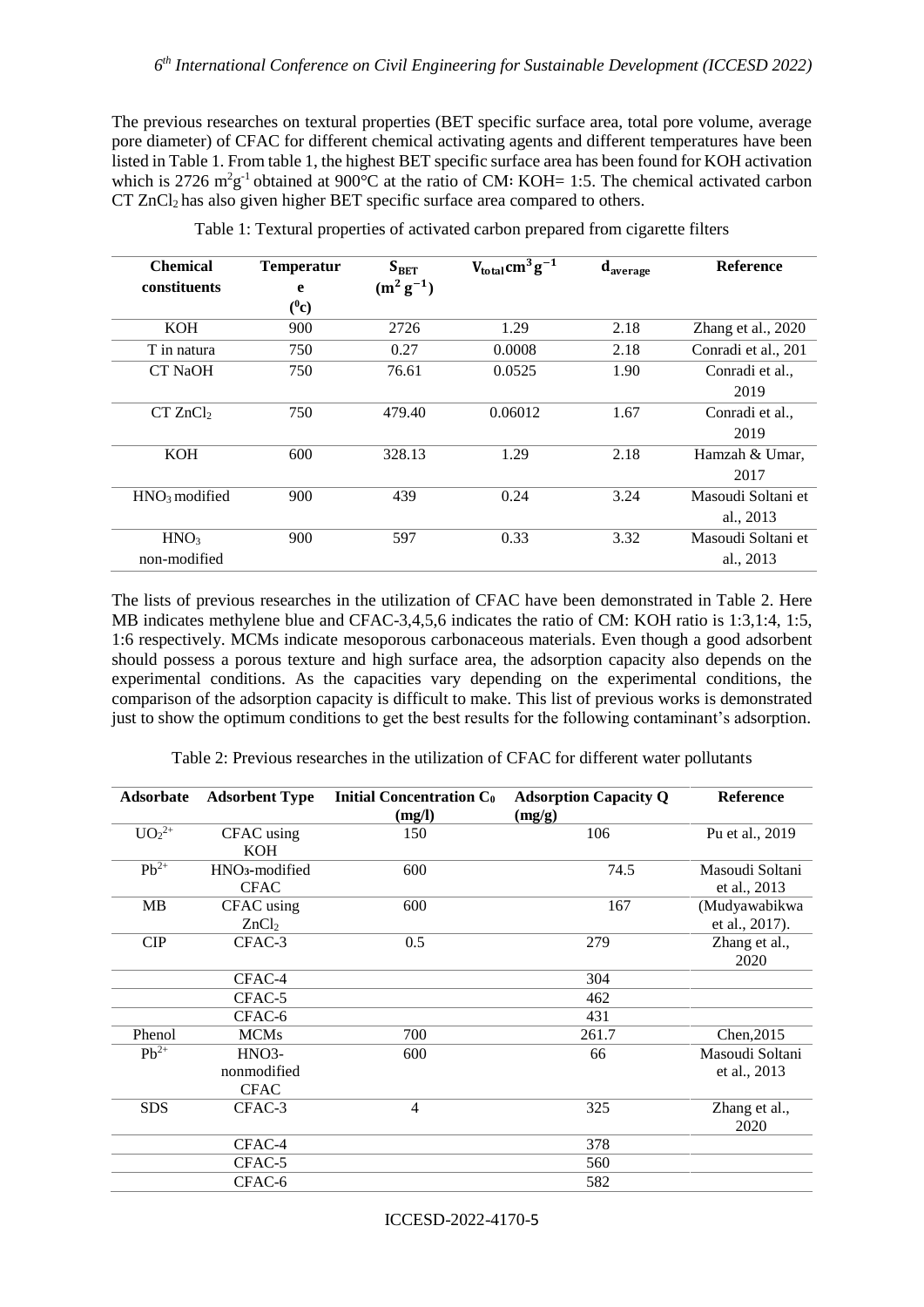The previous researches on textural properties (BET specific surface area, total pore volume, average pore diameter) of CFAC for different chemical activating agents and different temperatures have been listed in Table 1. From table 1, the highest BET specific surface area has been found for KOH activation which is 2726 $m^2g^{-1}$ obtained at 900°C at the ratio of CM: KOH= 1:5. The chemical activated carbon CT $ZnCl_2$ has also given higher BET specific surface area compared to others.

Table 1: Textural properties of activated carbon prepared from cigarette filters

| Chemical constituents | Temperature ($^0$c) | $S_{BET}$ ($m^2 g^{-1}$) | $V_{total} cm^3 g^{-1}$ | $d_{average}$ | Reference |
|---|---|---|---|---|---|
| KOH | 900 | 2726 | 1.29 | 2.18 | Zhang et al., 2020 |
| T in natura | 750 | 0.27 | 0.0008 | 2.18 | Conradi et al., 201 |
| CT NaOH | 750 | 76.61 | 0.0525 | 1.90 | Conradi et al., 2019 |
| CT $ZnCl_2$ | 750 | 479.40 | 0.06012 | 1.67 | Conradi et al., 2019 |
| KOH | 600 | 328.13 | 1.29 | 2.18 | Hamzah & Umar, 2017 |
| $HNO_3$ modified | 900 | 439 | 0.24 | 3.24 | Masoudi Soltani et al., 2013 |
| $HNO_3$ non-modified | 900 | 597 | 0.33 | 3.32 | Masoudi Soltani et al., 2013 |

The lists of previous researches in the utilization of CFAC have been demonstrated in Table 2. Here MB indicates methylene blue and CFAC-3,4,5,6 indicates the ratio of CM: KOH ratio is 1:3,1:4, 1:5, 1:6 respectively. MCMs indicate mesoporous carbonaceous materials. Even though a good adsorbent should possess a porous texture and high surface area, the adsorption capacity also depends on the experimental conditions. As the capacities vary depending on the experimental conditions, the comparison of the adsorption capacity is difficult to make. This list of previous works is demonstrated just to show the optimum conditions to get the best results for the following contaminant's adsorption.

Table 2: Previous researches in the utilization of CFAC for different water pollutants

| Adsorbate | Adsorbent Type | Initial Concentration $C_0$ (mg/l) | Adsorption Capacity Q (mg/g) | Reference |
|---|---|---|---|---|
| $UO_2^{2+}$ | CFAC using KOH | 150 | 106 | Pu et al., 2019 |
| $Pb^{2+}$ | $HNO_3$-modified CFAC | 600 | 74.5 | Masoudi Soltani et al., 2013 |
| MB | CFAC using $ZnCl_2$ | 600 | 167 | (Mudyawabikwa et al., 2017). |
| CIP | CFAC-3 | 0.5 | 279 | Zhang et al., 2020 |
| | CFAC-4 | | 304 | |
| | CFAC-5 | | 462 | |
| | CFAC-6 | | 431 | |
| Phenol | MCMs | 700 | 261.7 | Chen,2015 |
| $Pb^{2+}$ | HNO3-nonmodified CFAC | 600 | 66 | Masoudi Soltani et al., 2013 |
| SDS | CFAC-3 | 4 | 325 | Zhang et al., 2020 |
| | CFAC-4 | | 378 | |
| | CFAC-5 | | 560 | |
| | CFAC-6 | | 582 | |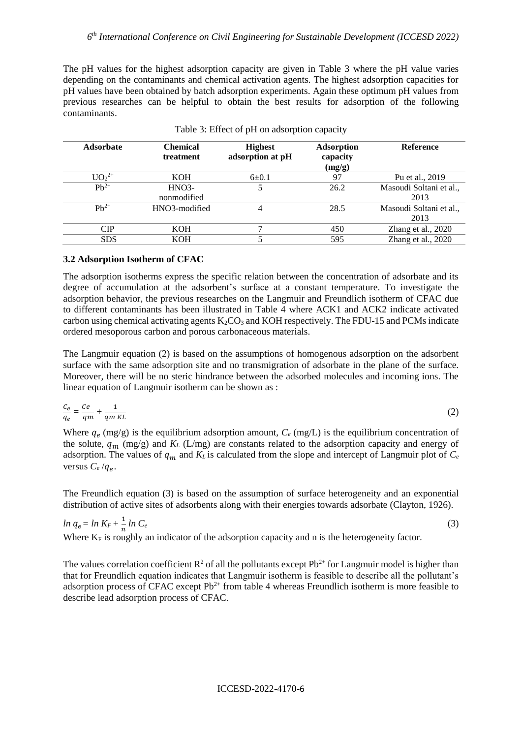The pH values for the highest adsorption capacity are given in Table 3 where the pH value varies depending on the contaminants and chemical activation agents. The highest adsorption capacities for pH values have been obtained by batch adsorption experiments. Again these optimum pH values from previous researches can be helpful to obtain the best results for adsorption of the following contaminants.

Table 3: Effect of pH on adsorption capacity

| Adsorbate | Chemical treatment | Highest adsorption at pH | Adsorption capacity (mg/g) | Reference |
|---|---|---|---|---|
| $UO_2^{2+}$ | KOH | 6±0.1 | 97 | Pu et al., 2019 |
| $Pb^{2+}$ | HNO3-nonmodified | 5 | 26.2 | Masoudi Soltani et al., 2013 |
| $Pb^{2+}$ | HNO3-modified | 4 | 28.5 | Masoudi Soltani et al., 2013 |
| CIP | KOH | 7 | 450 | Zhang et al., 2020 |
| SDS | KOH | 5 | 595 | Zhang et al., 2020 |

### 3.2 Adsorption Isotherm of CFAC

The adsorption isotherms express the specific relation between the concentration of adsorbate and its degree of accumulation at the adsorbent's surface at a constant temperature. To investigate the adsorption behavior, the previous researches on the Langmuir and Freundlich isotherm of CFAC due to different contaminants has been illustrated in Table 4 where ACK1 and ACK2 indicate activated carbon using chemical activating agents $K_2CO_3$ and KOH respectively. The FDU-15 and PCMs indicate ordered mesoporous carbon and porous carbonaceous materials.

The Langmuir equation (2) is based on the assumptions of homogenous adsorption on the adsorbent surface with the same adsorption site and no transmigration of adsorbate in the plane of the surface. Moreover, there will be no steric hindrance between the adsorbed molecules and incoming ions. The linear equation of Langmuir isotherm can be shown as :

$$\frac{C_e}{q_e} = \frac{Ce}{qm} + \frac{1}{qm\ KL} \tag{2}$$

Where $q_e$ (mg/g) is the equilibrium adsorption amount, $C_e$ (mg/L) is the equilibrium concentration of the solute, $q_m$ (mg/g) and $K_L$ (L/mg) are constants related to the adsorption capacity and energy of adsorption. The values of $q_m$ and $K_L$ is calculated from the slope and intercept of Langmuir plot of $C_e$ versus $C_e/q_e$.

The Freundlich equation (3) is based on the assumption of surface heterogeneity and an exponential distribution of active sites of adsorbents along with their energies towards adsorbate (Clayton, 1926).

$$\ln q_e = \ln K_F + \frac{1}{n} \ln C_e \tag{3}$$

Where $K_F$ is roughly an indicator of the adsorption capacity and n is the heterogeneity factor.

The values correlation coefficient $R^2$ of all the pollutants except $Pb^{2+}$ for Langmuir model is higher than that for Freundlich equation indicates that Langmuir isotherm is feasible to describe all the pollutant's adsorption process of CFAC except $Pb^{2+}$ from table 4 whereas Freundlich isotherm is more feasible to describe lead adsorption process of CFAC.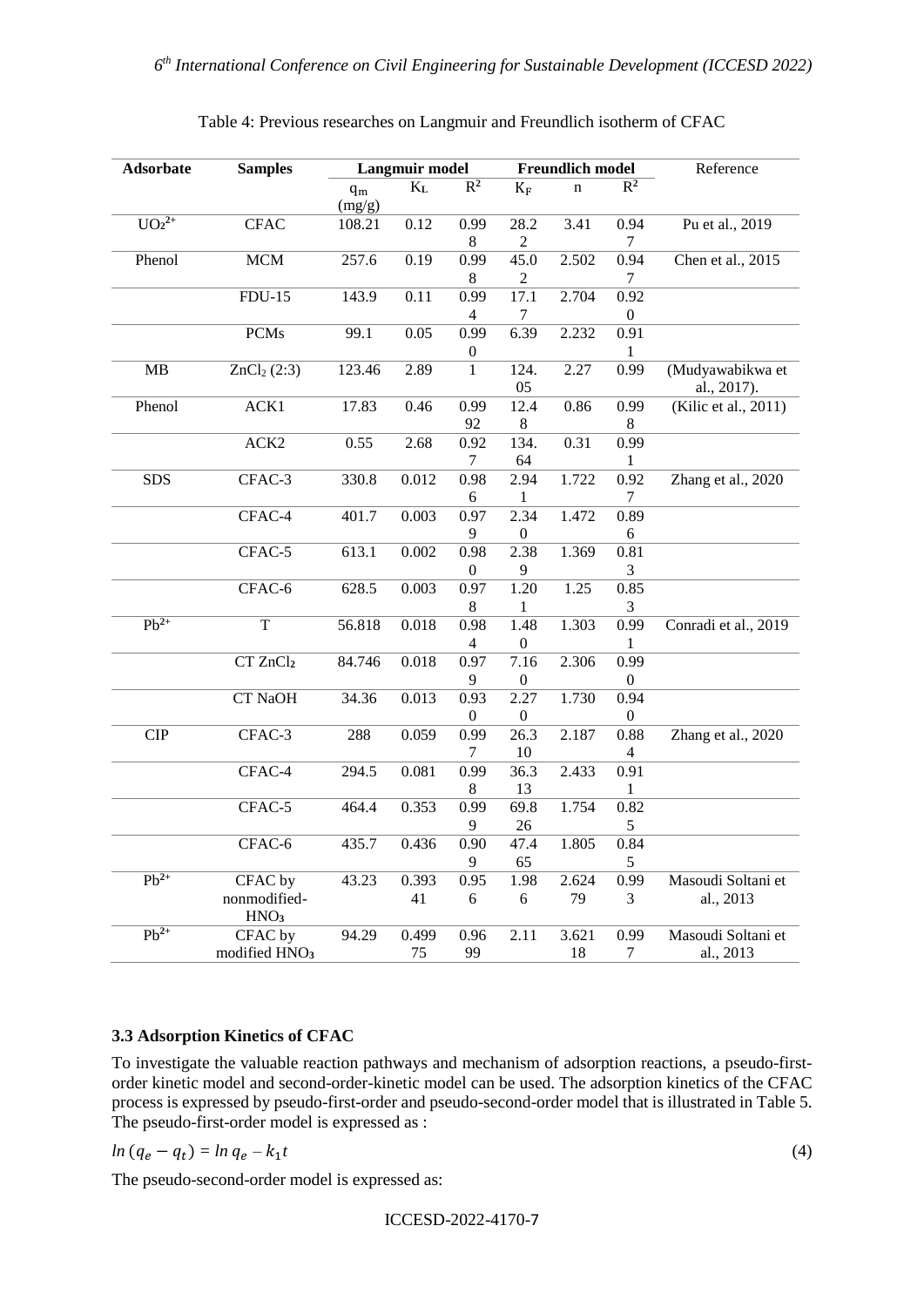Table 4: Previous researches on Langmuir and Freundlich isotherm of CFAC

| Adsorbate | Samples | Langmuir model | | | Freundlich model | | | Reference |
|---|---|---|---|---|---|---|---|---|
| | | $q_m$ (mg/g) | $K_L$ | $R^2$ | $K_F$ | n | $R^2$ | |
| $UO_2^{2+}$ | CFAC | 108.21 | 0.12 | 0.998 | 28.22 | 3.41 | 0.947 | Pu et al., 2019 |
| Phenol | MCM | 257.6 | 0.19 | 0.998 | 45.02 | 2.502 | 0.947 | Chen et al., 2015 |
| | FDU-15 | 143.9 | 0.11 | 0.994 | 17.17 | 2.704 | 0.920 | |
| | PCMs | 99.1 | 0.05 | 0.990 | 6.39 | 2.232 | 0.911 | |
| MB | $ZnCl_2$ (2:3) | 123.46 | 2.89 | 1 | 124.05 | 2.27 | 0.99 | (Mudyawabikwa et al., 2017). |
| Phenol | ACK1 | 17.83 | 0.46 | 0.9992 | 12.48 | 0.86 | 0.998 | (Kilic et al., 2011) |
| | ACK2 | 0.55 | 2.68 | 0.927 | 134.64 | 0.31 | 0.991 | |
| SDS | CFAC-3 | 330.8 | 0.012 | 0.986 | 2.941 | 1.722 | 0.927 | Zhang et al., 2020 |
| | CFAC-4 | 401.7 | 0.003 | 0.979 | 2.340 | 1.472 | 0.896 | |
| | CFAC-5 | 613.1 | 0.002 | 0.980 | 2.389 | 1.369 | 0.813 | |
| | CFAC-6 | 628.5 | 0.003 | 0.978 | 1.201 | 1.25 | 0.853 | |
| $Pb^{2+}$ | T | 56.818 | 0.018 | 0.984 | 1.480 | 1.303 | 0.991 | Conradi et al., 2019 |
| | CT $ZnCl_2$ | 84.746 | 0.018 | 0.979 | 7.160 | 2.306 | 0.990 | |
| | CT NaOH | 34.36 | 0.013 | 0.930 | 2.270 | 1.730 | 0.940 | |
| CIP | CFAC-3 | 288 | 0.059 | 0.997 | 26.310 | 2.187 | 0.884 | Zhang et al., 2020 |
| | CFAC-4 | 294.5 | 0.081 | 0.998 | 36.313 | 2.433 | 0.911 | |
| | CFAC-5 | 464.4 | 0.353 | 0.999 | 69.826 | 1.754 | 0.825 | |
| | CFAC-6 | 435.7 | 0.436 | 0.909 | 47.465 | 1.805 | 0.845 | |
| $Pb^{2+}$ | CFAC by nonmodified-$HNO_3$ | 43.23 | 0.39341 | 0.956 | 1.986 | 2.62479 | 0.993 | Masoudi Soltani et al., 2013 |
| $Pb^{2+}$ | CFAC by modified $HNO_3$ | 94.29 | 0.49975 | 0.9699 | 2.11 | 3.62118 | 0.997 | Masoudi Soltani et al., 2013 |

### 3.3 Adsorption Kinetics of CFAC

To investigate the valuable reaction pathways and mechanism of adsorption reactions, a pseudo-first-order kinetic model and second-order-kinetic model can be used. The adsorption kinetics of the CFAC process is expressed by pseudo-first-order and pseudo-second-order model that is illustrated in Table 5. The pseudo-first-order model is expressed as :

$$\ln (q_e - q_t) = \ln q_e - k_1 t \tag{4}$$

The pseudo-second-order model is expressed as: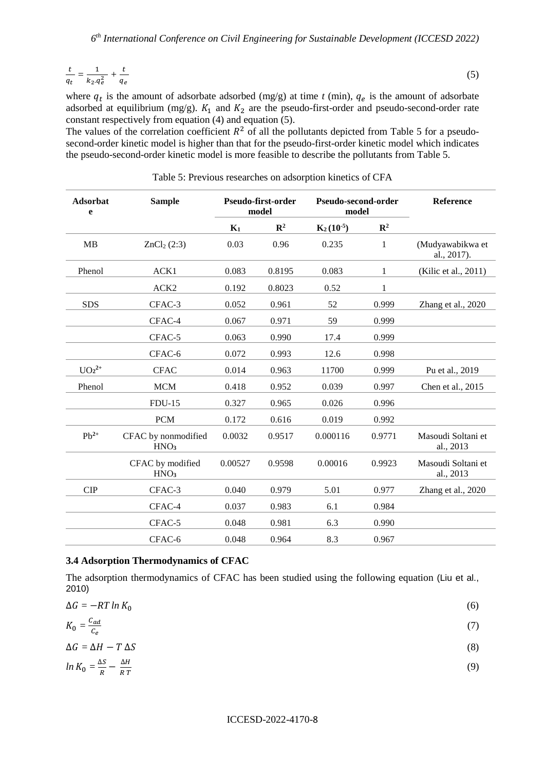$$\frac{t}{q_t} = \frac{1}{k_2 . q_e^2} + \frac{t}{q_e} \tag{5}$$

where $q_t$ is the amount of adsorbate adsorbed (mg/g) at time $t$ (min), $q_e$ is the amount of adsorbate adsorbed at equilibrium (mg/g). $K_1$ and $K_2$ are the pseudo-first-order and pseudo-second-order rate constant respectively from equation (4) and equation (5).

The values of the correlation coefficient $R^2$ of all the pollutants depicted from Table 5 for a pseudo-second-order kinetic model is higher than that for the pseudo-first-order kinetic model which indicates the pseudo-second-order kinetic model is more feasible to describe the pollutants from Table 5.

Table 5: Previous researches on adsorption kinetics of CFA

| **Adsorbate** | **Sample** | **Pseudo-first-order model** | | **Pseudo-second-order model** | | **Reference** |
|---|---|---|---|---|---|---|
| | | $K_1$ | $R^2$ | $K_2 (10^{-5})$ | $R^2$ | |
| MB | $ZnCl_2$ (2:3) | 0.03 | 0.96 | 0.235 | 1 | (Mudyawabikwa et al., 2017). |
| Phenol | ACK1 | 0.083 | 0.8195 | 0.083 | 1 | (Kilic et al., 2011) |
| | ACK2 | 0.192 | 0.8023 | 0.52 | 1 | |
| SDS | CFAC-3 | 0.052 | 0.961 | 52 | 0.999 | Zhang et al., 2020 |
| | CFAC-4 | 0.067 | 0.971 | 59 | 0.999 | |
| | CFAC-5 | 0.063 | 0.990 | 17.4 | 0.999 | |
| | CFAC-6 | 0.072 | 0.993 | 12.6 | 0.998 | |
| $UO_2^{2+}$ | CFAC | 0.014 | 0.963 | 11700 | 0.999 | Pu et al., 2019 |
| Phenol | MCM | 0.418 | 0.952 | 0.039 | 0.997 | Chen et al., 2015 |
| | FDU-15 | 0.327 | 0.965 | 0.026 | 0.996 | |
| | PCM | 0.172 | 0.616 | 0.019 | 0.992 | |
| $Pb^{2+}$ | CFAC by nonmodified $HNO_3$ | 0.0032 | 0.9517 | 0.000116 | 0.9771 | Masoudi Soltani et al., 2013 |
| | CFAC by modified $HNO_3$ | 0.00527 | 0.9598 | 0.00016 | 0.9923 | Masoudi Soltani et al., 2013 |
| CIP | CFAC-3 | 0.040 | 0.979 | 5.01 | 0.977 | Zhang et al., 2020 |
| | CFAC-4 | 0.037 | 0.983 | 6.1 | 0.984 | |
| | CFAC-5 | 0.048 | 0.981 | 6.3 | 0.990 | |
| | CFAC-6 | 0.048 | 0.964 | 8.3 | 0.967 | |

### 3.4 Adsorption Thermodynamics of CFAC

The adsorption thermodynamics of CFAC has been studied using the following equation (Liu et al., 2010)

$$\Delta G = -RT \ln K_0 \tag{6}$$

$$K_0 = \frac{C_{ad}}{C_e} \tag{7}$$

$$\Delta G = \Delta H - T\,\Delta S \tag{8}$$

$$\ln K_0 = \frac{\Delta S}{R} - \frac{\Delta H}{R\,T} \tag{9}$$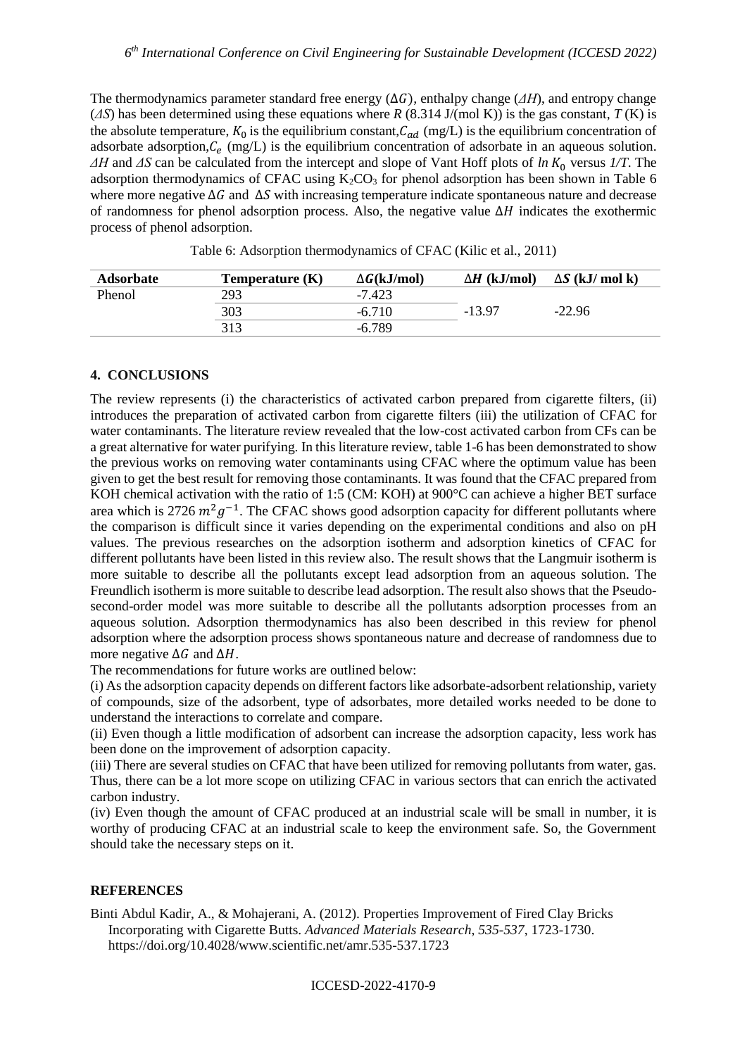The thermodynamics parameter standard free energy ($\Delta G$), enthalpy change ($\Delta H$), and entropy change ($\Delta S$) has been determined using these equations where $R$ (8.314 J/(mol K)) is the gas constant, $T$ (K) is the absolute temperature, $K_0$ is the equilibrium constant, $C_{ad}$ (mg/L) is the equilibrium concentration of adsorbate adsorption, $C_e$ (mg/L) is the equilibrium concentration of adsorbate in an aqueous solution. $\Delta H$ and $\Delta S$ can be calculated from the intercept and slope of Vant Hoff plots of $ln\ K_0$ versus $1/T$. The adsorption thermodynamics of CFAC using $K_2CO_3$ for phenol adsorption has been shown in Table 6 where more negative $\Delta G$ and $\Delta S$ with increasing temperature indicate spontaneous nature and decrease of randomness for phenol adsorption process. Also, the negative value $\Delta H$ indicates the exothermic process of phenol adsorption.

Table 6: Adsorption thermodynamics of CFAC (Kilic et al., 2011)

| Adsorbate | Temperature (K) | $\Delta G$(kJ/mol) | $\Delta H$ (kJ/mol) | $\Delta S$ (kJ/ mol k) |
|---|---|---|---|---|
| Phenol | 293 | -7.423 | | |
| | 303 | -6.710 | -13.97 | -22.96 |
| | 313 | -6.789 | | |

## 4. CONCLUSIONS

The review represents (i) the characteristics of activated carbon prepared from cigarette filters, (ii) introduces the preparation of activated carbon from cigarette filters (iii) the utilization of CFAC for water contaminants. The literature review revealed that the low-cost activated carbon from CFs can be a great alternative for water purifying. In this literature review, table 1-6 has been demonstrated to show the previous works on removing water contaminants using CFAC where the optimum value has been given to get the best result for removing those contaminants. It was found that the CFAC prepared from KOH chemical activation with the ratio of 1:5 (CM: KOH) at 900°C can achieve a higher BET surface area which is 2726 $m^2g^{-1}$. The CFAC shows good adsorption capacity for different pollutants where the comparison is difficult since it varies depending on the experimental conditions and also on pH values. The previous researches on the adsorption isotherm and adsorption kinetics of CFAC for different pollutants have been listed in this review also. The result shows that the Langmuir isotherm is more suitable to describe all the pollutants except lead adsorption from an aqueous solution. The Freundlich isotherm is more suitable to describe lead adsorption. The result also shows that the Pseudo-second-order model was more suitable to describe all the pollutants adsorption processes from an aqueous solution. Adsorption thermodynamics has also been described in this review for phenol adsorption where the adsorption process shows spontaneous nature and decrease of randomness due to more negative $\Delta G$ and $\Delta H$.

The recommendations for future works are outlined below:

(i) As the adsorption capacity depends on different factors like adsorbate-adsorbent relationship, variety of compounds, size of the adsorbent, type of adsorbates, more detailed works needed to be done to understand the interactions to correlate and compare.

(ii) Even though a little modification of adsorbent can increase the adsorption capacity, less work has been done on the improvement of adsorption capacity.

(iii) There are several studies on CFAC that have been utilized for removing pollutants from water, gas. Thus, there can be a lot more scope on utilizing CFAC in various sectors that can enrich the activated carbon industry.

(iv) Even though the amount of CFAC produced at an industrial scale will be small in number, it is worthy of producing CFAC at an industrial scale to keep the environment safe. So, the Government should take the necessary steps on it.

## REFERENCES

Binti Abdul Kadir, A., & Mohajerani, A. (2012). Properties Improvement of Fired Clay Bricks Incorporating with Cigarette Butts. *Advanced Materials Research*, *535-537*, 1723-1730. https://doi.org/10.4028/www.scientific.net/amr.535-537.1723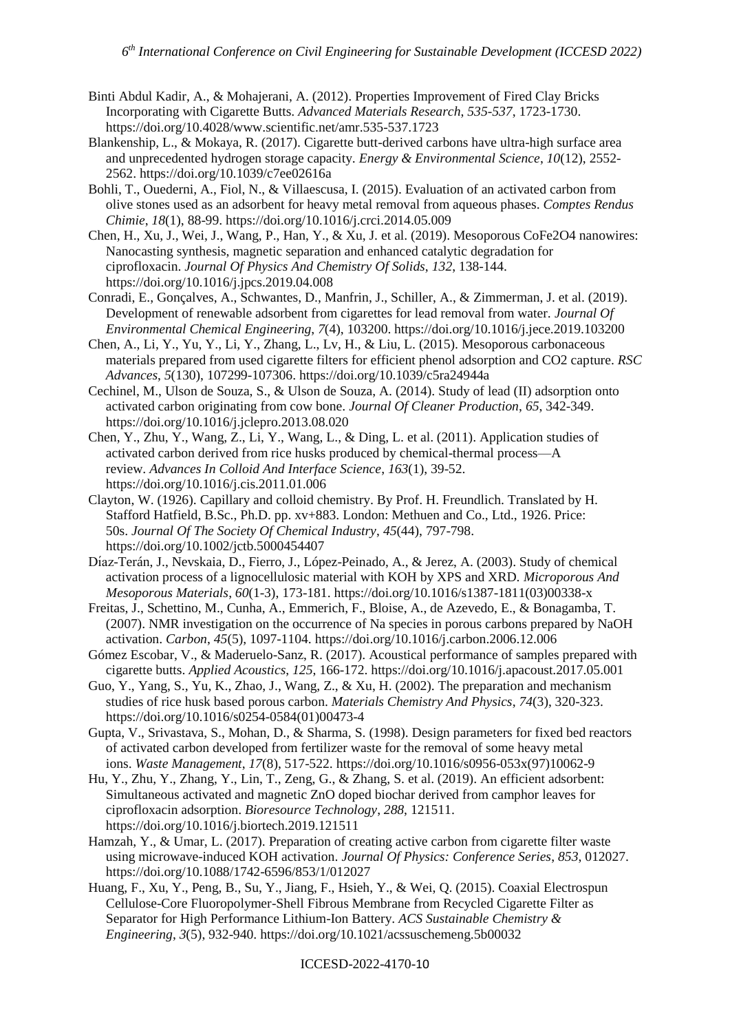Binti Abdul Kadir, A., & Mohajerani, A. (2012). Properties Improvement of Fired Clay Bricks Incorporating with Cigarette Butts. *Advanced Materials Research*, *535-537*, 1723-1730. https://doi.org/10.4028/www.scientific.net/amr.535-537.1723

Blankenship, L., & Mokaya, R. (2017). Cigarette butt-derived carbons have ultra-high surface area and unprecedented hydrogen storage capacity. *Energy & Environmental Science*, *10*(12), 2552-2562. https://doi.org/10.1039/c7ee02616a

Bohli, T., Ouederni, A., Fiol, N., & Villaescusa, I. (2015). Evaluation of an activated carbon from olive stones used as an adsorbent for heavy metal removal from aqueous phases. *Comptes Rendus Chimie*, *18*(1), 88-99. https://doi.org/10.1016/j.crci.2014.05.009

Chen, H., Xu, J., Wei, J., Wang, P., Han, Y., & Xu, J. et al. (2019). Mesoporous CoFe2O4 nanowires: Nanocasting synthesis, magnetic separation and enhanced catalytic degradation for ciprofloxacin. *Journal Of Physics And Chemistry Of Solids*, *132*, 138-144. https://doi.org/10.1016/j.jpcs.2019.04.008

Conradi, E., Gonçalves, A., Schwantes, D., Manfrin, J., Schiller, A., & Zimmerman, J. et al. (2019). Development of renewable adsorbent from cigarettes for lead removal from water. *Journal Of Environmental Chemical Engineering*, *7*(4), 103200. https://doi.org/10.1016/j.jece.2019.103200

Chen, A., Li, Y., Yu, Y., Li, Y., Zhang, L., Lv, H., & Liu, L. (2015). Mesoporous carbonaceous materials prepared from used cigarette filters for efficient phenol adsorption and CO2 capture. *RSC Advances*, *5*(130), 107299-107306. https://doi.org/10.1039/c5ra24944a

Cechinel, M., Ulson de Souza, S., & Ulson de Souza, A. (2014). Study of lead (II) adsorption onto activated carbon originating from cow bone. *Journal Of Cleaner Production*, *65*, 342-349. https://doi.org/10.1016/j.jclepro.2013.08.020

Chen, Y., Zhu, Y., Wang, Z., Li, Y., Wang, L., & Ding, L. et al. (2011). Application studies of activated carbon derived from rice husks produced by chemical-thermal process—A review. *Advances In Colloid And Interface Science*, *163*(1), 39-52. https://doi.org/10.1016/j.cis.2011.01.006

Clayton, W. (1926). Capillary and colloid chemistry. By Prof. H. Freundlich. Translated by H. Stafford Hatfield, B.Sc., Ph.D. pp. xv+883. London: Methuen and Co., Ltd., 1926. Price: 50s. *Journal Of The Society Of Chemical Industry*, *45*(44), 797-798. https://doi.org/10.1002/jctb.5000454407

Díaz-Terán, J., Nevskaia, D., Fierro, J., López-Peinado, A., & Jerez, A. (2003). Study of chemical activation process of a lignocellulosic material with KOH by XPS and XRD. *Microporous And Mesoporous Materials*, *60*(1-3), 173-181. https://doi.org/10.1016/s1387-1811(03)00338-x

Freitas, J., Schettino, M., Cunha, A., Emmerich, F., Bloise, A., de Azevedo, E., & Bonagamba, T. (2007). NMR investigation on the occurrence of Na species in porous carbons prepared by NaOH activation. *Carbon*, *45*(5), 1097-1104. https://doi.org/10.1016/j.carbon.2006.12.006

Gómez Escobar, V., & Maderuelo-Sanz, R. (2017). Acoustical performance of samples prepared with cigarette butts. *Applied Acoustics*, *125*, 166-172. https://doi.org/10.1016/j.apacoust.2017.05.001

Guo, Y., Yang, S., Yu, K., Zhao, J., Wang, Z., & Xu, H. (2002). The preparation and mechanism studies of rice husk based porous carbon. *Materials Chemistry And Physics*, *74*(3), 320-323. https://doi.org/10.1016/s0254-0584(01)00473-4

Gupta, V., Srivastava, S., Mohan, D., & Sharma, S. (1998). Design parameters for fixed bed reactors of activated carbon developed from fertilizer waste for the removal of some heavy metal ions. *Waste Management*, *17*(8), 517-522. https://doi.org/10.1016/s0956-053x(97)10062-9

Hu, Y., Zhu, Y., Zhang, Y., Lin, T., Zeng, G., & Zhang, S. et al. (2019). An efficient adsorbent: Simultaneous activated and magnetic ZnO doped biochar derived from camphor leaves for ciprofloxacin adsorption. *Bioresource Technology*, *288*, 121511. https://doi.org/10.1016/j.biortech.2019.121511

Hamzah, Y., & Umar, L. (2017). Preparation of creating active carbon from cigarette filter waste using microwave-induced KOH activation. *Journal Of Physics: Conference Series*, *853*, 012027. https://doi.org/10.1088/1742-6596/853/1/012027

Huang, F., Xu, Y., Peng, B., Su, Y., Jiang, F., Hsieh, Y., & Wei, Q. (2015). Coaxial Electrospun Cellulose-Core Fluoropolymer-Shell Fibrous Membrane from Recycled Cigarette Filter as Separator for High Performance Lithium-Ion Battery. *ACS Sustainable Chemistry & Engineering*, *3*(5), 932-940. https://doi.org/10.1021/acssuschemeng.5b00032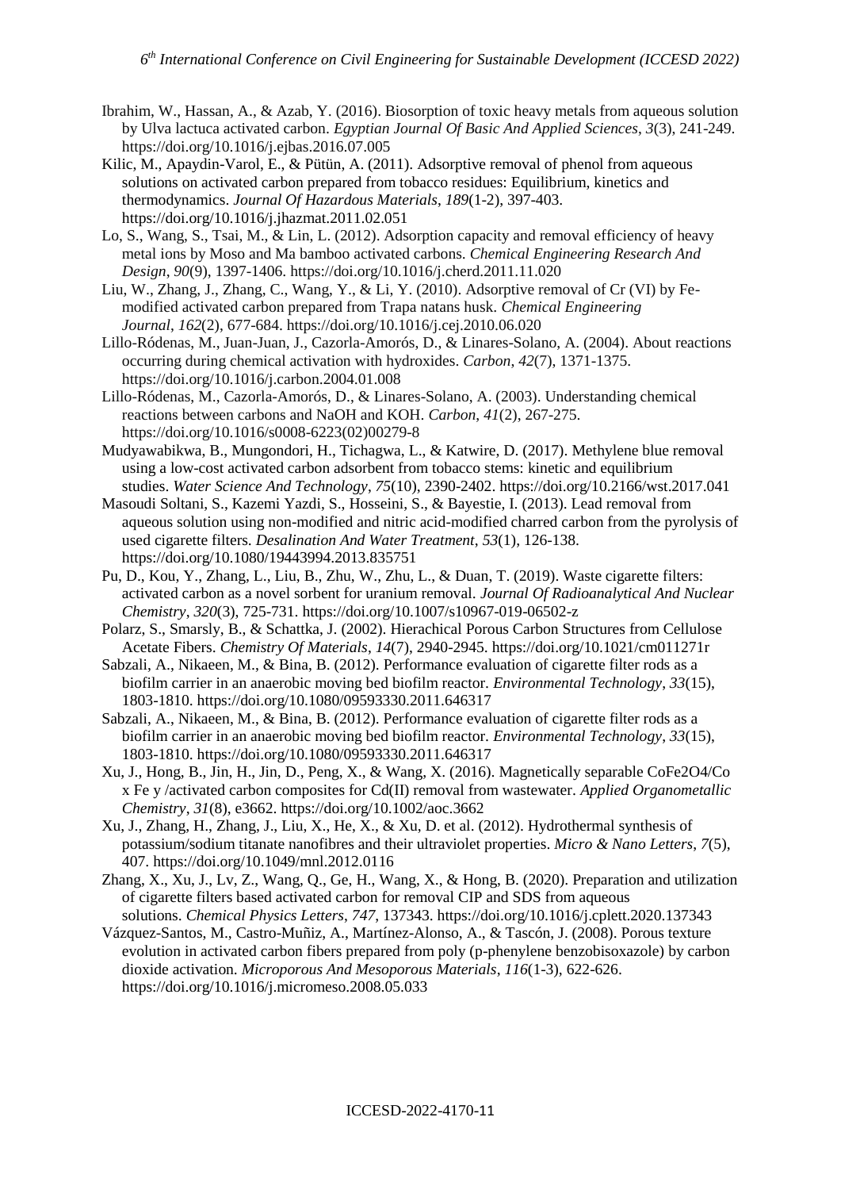Ibrahim, W., Hassan, A., & Azab, Y. (2016). Biosorption of toxic heavy metals from aqueous solution by Ulva lactuca activated carbon. *Egyptian Journal Of Basic And Applied Sciences*, *3*(3), 241-249. https://doi.org/10.1016/j.ejbas.2016.07.005

Kilic, M., Apaydin-Varol, E., & Pütün, A. (2011). Adsorptive removal of phenol from aqueous solutions on activated carbon prepared from tobacco residues: Equilibrium, kinetics and thermodynamics. *Journal Of Hazardous Materials*, *189*(1-2), 397-403. https://doi.org/10.1016/j.jhazmat.2011.02.051

Lo, S., Wang, S., Tsai, M., & Lin, L. (2012). Adsorption capacity and removal efficiency of heavy metal ions by Moso and Ma bamboo activated carbons. *Chemical Engineering Research And Design*, *90*(9), 1397-1406. https://doi.org/10.1016/j.cherd.2011.11.020

Liu, W., Zhang, J., Zhang, C., Wang, Y., & Li, Y. (2010). Adsorptive removal of Cr (VI) by Fe-modified activated carbon prepared from Trapa natans husk. *Chemical Engineering Journal*, *162*(2), 677-684. https://doi.org/10.1016/j.cej.2010.06.020

Lillo-Ródenas, M., Juan-Juan, J., Cazorla-Amorós, D., & Linares-Solano, A. (2004). About reactions occurring during chemical activation with hydroxides. *Carbon*, *42*(7), 1371-1375. https://doi.org/10.1016/j.carbon.2004.01.008

Lillo-Ródenas, M., Cazorla-Amorós, D., & Linares-Solano, A. (2003). Understanding chemical reactions between carbons and NaOH and KOH. *Carbon*, *41*(2), 267-275. https://doi.org/10.1016/s0008-6223(02)00279-8

Mudyawabikwa, B., Mungondori, H., Tichagwa, L., & Katwire, D. (2017). Methylene blue removal using a low-cost activated carbon adsorbent from tobacco stems: kinetic and equilibrium studies. *Water Science And Technology*, *75*(10), 2390-2402. https://doi.org/10.2166/wst.2017.041

Masoudi Soltani, S., Kazemi Yazdi, S., Hosseini, S., & Bayestie, I. (2013). Lead removal from aqueous solution using non-modified and nitric acid-modified charred carbon from the pyrolysis of used cigarette filters. *Desalination And Water Treatment*, *53*(1), 126-138. https://doi.org/10.1080/19443994.2013.835751

Pu, D., Kou, Y., Zhang, L., Liu, B., Zhu, W., Zhu, L., & Duan, T. (2019). Waste cigarette filters: activated carbon as a novel sorbent for uranium removal. *Journal Of Radioanalytical And Nuclear Chemistry*, *320*(3), 725-731. https://doi.org/10.1007/s10967-019-06502-z

Polarz, S., Smarsly, B., & Schattka, J. (2002). Hierachical Porous Carbon Structures from Cellulose Acetate Fibers. *Chemistry Of Materials*, *14*(7), 2940-2945. https://doi.org/10.1021/cm011271r

Sabzali, A., Nikaeen, M., & Bina, B. (2012). Performance evaluation of cigarette filter rods as a biofilm carrier in an anaerobic moving bed biofilm reactor. *Environmental Technology*, *33*(15), 1803-1810. https://doi.org/10.1080/09593330.2011.646317

Sabzali, A., Nikaeen, M., & Bina, B. (2012). Performance evaluation of cigarette filter rods as a biofilm carrier in an anaerobic moving bed biofilm reactor. *Environmental Technology*, *33*(15), 1803-1810. https://doi.org/10.1080/09593330.2011.646317

Xu, J., Hong, B., Jin, H., Jin, D., Peng, X., & Wang, X. (2016). Magnetically separable CoFe2O4/Co x Fe y /activated carbon composites for Cd(II) removal from wastewater. *Applied Organometallic Chemistry*, *31*(8), e3662. https://doi.org/10.1002/aoc.3662

Xu, J., Zhang, H., Zhang, J., Liu, X., He, X., & Xu, D. et al. (2012). Hydrothermal synthesis of potassium/sodium titanate nanofibres and their ultraviolet properties. *Micro & Nano Letters*, *7*(5), 407. https://doi.org/10.1049/mnl.2012.0116

Zhang, X., Xu, J., Lv, Z., Wang, Q., Ge, H., Wang, X., & Hong, B. (2020). Preparation and utilization of cigarette filters based activated carbon for removal CIP and SDS from aqueous solutions. *Chemical Physics Letters*, *747*, 137343. https://doi.org/10.1016/j.cplett.2020.137343

Vázquez-Santos, M., Castro-Muñiz, A., Martínez-Alonso, A., & Tascón, J. (2008). Porous texture evolution in activated carbon fibers prepared from poly (p-phenylene benzobisoxazole) by carbon dioxide activation. *Microporous And Mesoporous Materials*, *116*(1-3), 622-626. https://doi.org/10.1016/j.micromeso.2008.05.033